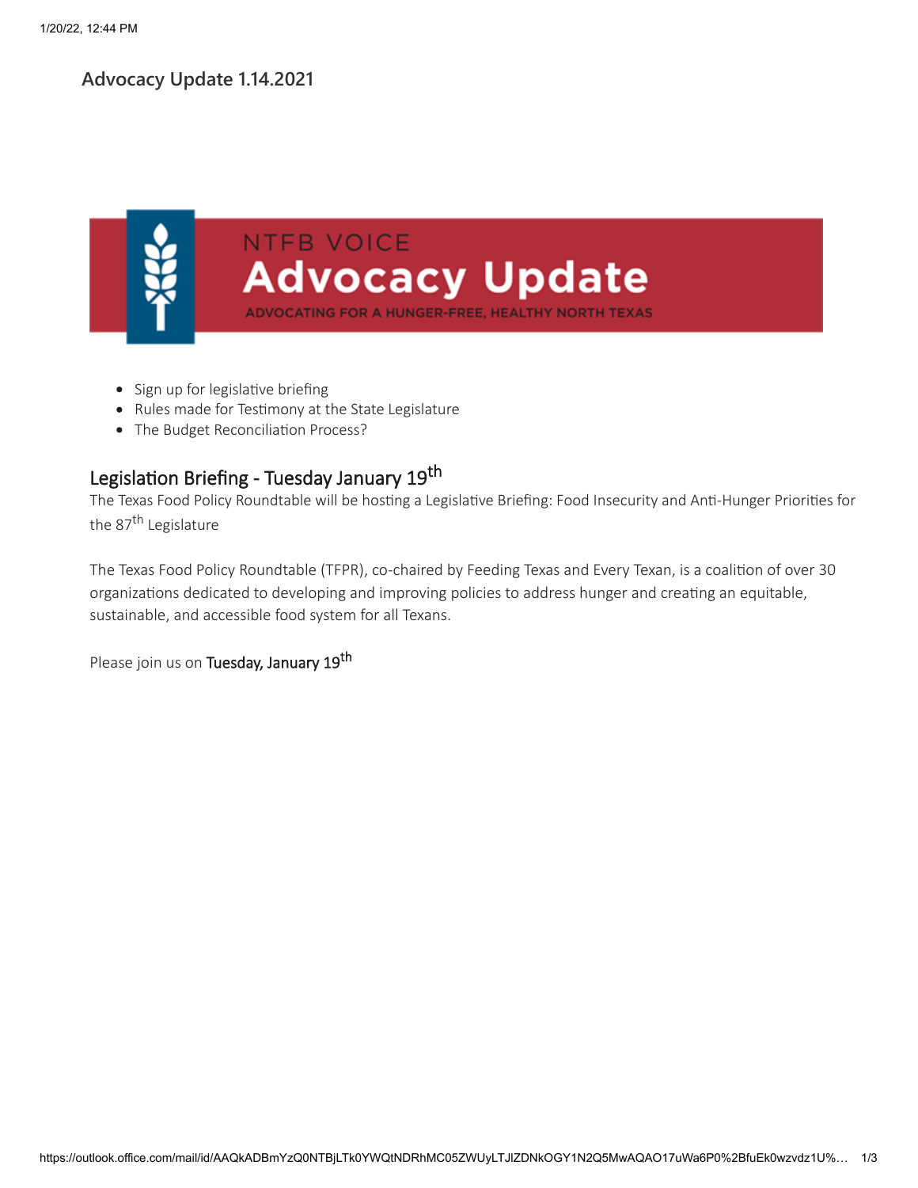# Advocacy Update 1.14.2021

NTFB VOICE

Advocacy Update

ADVOCATING FOR A HUNGER-FREE, HEALTHY NORTH TEXAS

- Sign up for legislative briefing
- Rules made for Testimony at the State Legislature
- The Budget Reconciliation Process?

## Legislation Briefing - Tuesday January 19th

The Texas Food Policy Roundtable will be hosting a Legislative Briefing: Food Insecurity and Anti-Hunger Priorities for the 87th Legislature

The Texas Food Policy Roundtable (TFPR), co-chaired by Feeding Texas and Every Texan, is a coalition of over 30 organizations dedicated to developing and improving policies to address hunger and creating an equitable, sustainable, and accessible food system for all Texans.

Please join us on **Tuesday, January 19th**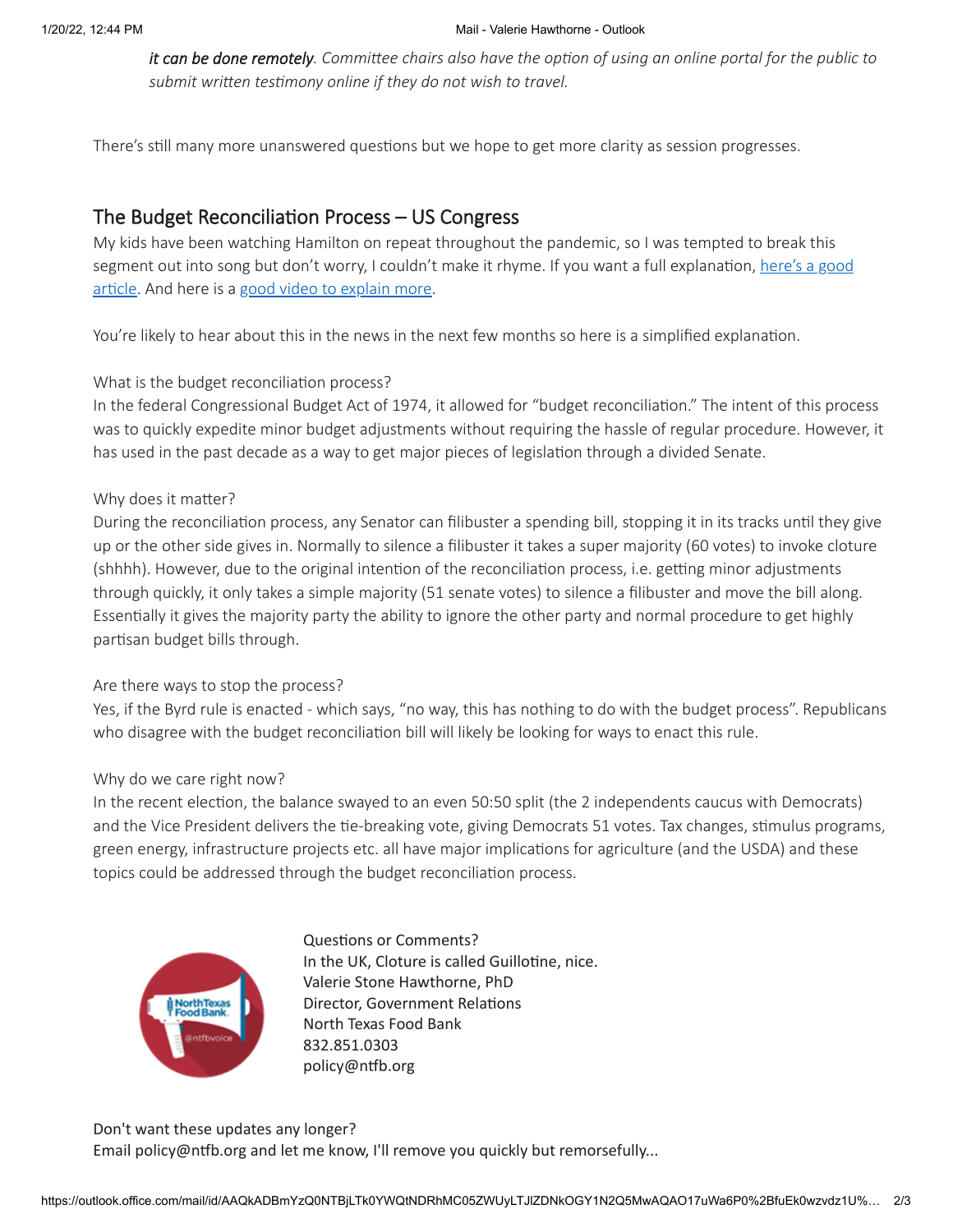*it can be done remotely. Committee chairs also have the option of using an online portal for the public to submit written testimony online if they do not wish to travel.*

There's still many more unanswered questions but we hope to get more clarity as session progresses.

## The Budget Reconciliation Process – US Congress

My kids have been watching Hamilton on repeat throughout the pandemic, so I was tempted to break this segment out into song but don't worry, I couldn't make it rhyme. If you want a full explanation, here's a good article. And here is a good video to explain more.

You're likely to hear about this in the news in the next few months so here is a simplified explanation.

What is the budget reconciliation process?
In the federal Congressional Budget Act of 1974, it allowed for "budget reconciliation." The intent of this process was to quickly expedite minor budget adjustments without requiring the hassle of regular procedure. However, it has used in the past decade as a way to get major pieces of legislation through a divided Senate.

Why does it matter?
During the reconciliation process, any Senator can filibuster a spending bill, stopping it in its tracks until they give up or the other side gives in. Normally to silence a filibuster it takes a super majority (60 votes) to invoke cloture (shhhh). However, due to the original intention of the reconciliation process, i.e. getting minor adjustments through quickly, it only takes a simple majority (51 senate votes) to silence a filibuster and move the bill along. Essentially it gives the majority party the ability to ignore the other party and normal procedure to get highly partisan budget bills through.

Are there ways to stop the process?
Yes, if the Byrd rule is enacted - which says, "no way, this has nothing to do with the budget process". Republicans who disagree with the budget reconciliation bill will likely be looking for ways to enact this rule.

Why do we care right now?
In the recent election, the balance swayed to an even 50:50 split (the 2 independents caucus with Democrats) and the Vice President delivers the tie-breaking vote, giving Democrats 51 votes. Tax changes, stimulus programs, green energy, infrastructure projects etc. all have major implications for agriculture (and the USDA) and these topics could be addressed through the budget reconciliation process.

Questions or Comments?
In the UK, Cloture is called Guillotine, nice.
Valerie Stone Hawthorne, PhD
Director, Government Relations
North Texas Food Bank
832.851.0303
policy@ntfb.org

Don't want these updates any longer?
Email policy@ntfb.org and let me know, I'll remove you quickly but remorsefully...